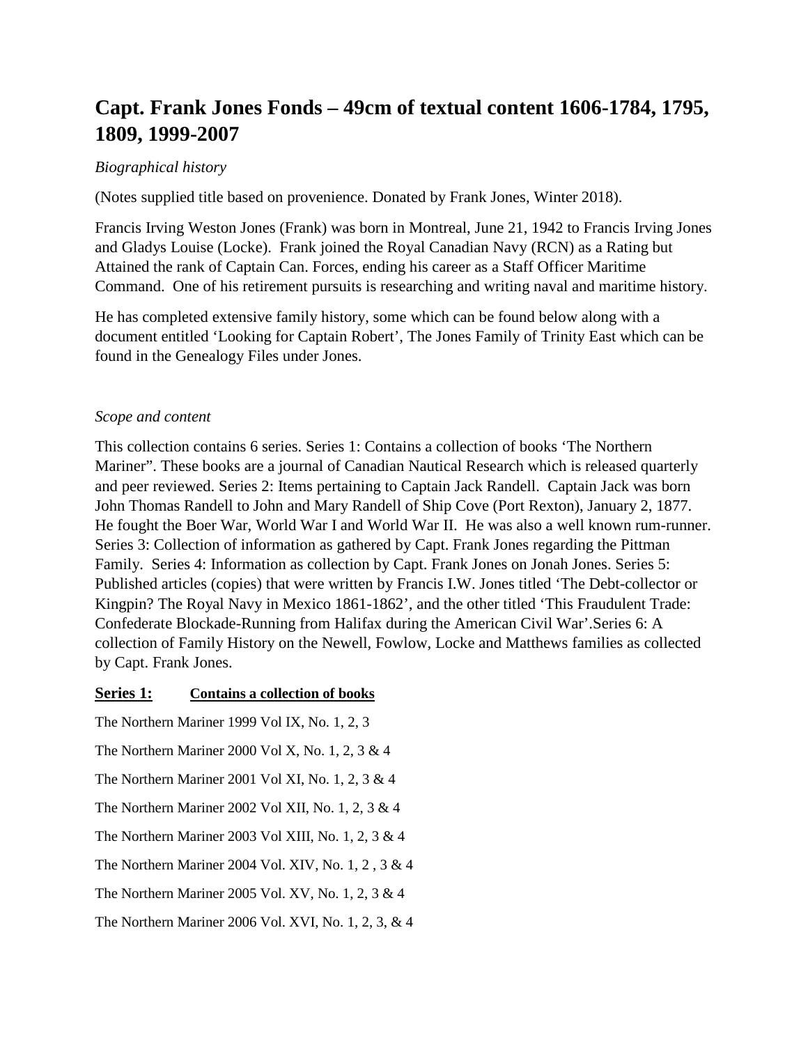# Capt. Frank Jones Fonds – 49cm of textual content 1606-1784, 1795, 1809, 1999-2007

*Biographical history*

(Notes supplied title based on provenience. Donated by Frank Jones, Winter 2018).

Francis Irving Weston Jones (Frank) was born in Montreal, June 21, 1942 to Francis Irving Jones and Gladys Louise (Locke). Frank joined the Royal Canadian Navy (RCN) as a Rating but Attained the rank of Captain Can. Forces, ending his career as a Staff Officer Maritime Command. One of his retirement pursuits is researching and writing naval and maritime history.

He has completed extensive family history, some which can be found below along with a document entitled 'Looking for Captain Robert', The Jones Family of Trinity East which can be found in the Genealogy Files under Jones.

*Scope and content*

This collection contains 6 series. Series 1: Contains a collection of books 'The Northern Mariner". These books are a journal of Canadian Nautical Research which is released quarterly and peer reviewed. Series 2: Items pertaining to Captain Jack Randell. Captain Jack was born John Thomas Randell to John and Mary Randell of Ship Cove (Port Rexton), January 2, 1877. He fought the Boer War, World War I and World War II. He was also a well known rum-runner. Series 3: Collection of information as gathered by Capt. Frank Jones regarding the Pittman Family. Series 4: Information as collection by Capt. Frank Jones on Jonah Jones. Series 5: Published articles (copies) that were written by Francis I.W. Jones titled 'The Debt-collector or Kingpin? The Royal Navy in Mexico 1861-1862', and the other titled 'This Fraudulent Trade: Confederate Blockade-Running from Halifax during the American Civil War'.Series 6: A collection of Family History on the Newell, Fowlow, Locke and Matthews families as collected by Capt. Frank Jones.

**Series 1:** **Contains a collection of books**

The Northern Mariner 1999 Vol IX, No. 1, 2, 3

The Northern Mariner 2000 Vol X, No. 1, 2, 3 & 4

The Northern Mariner 2001 Vol XI, No. 1, 2, 3 & 4

The Northern Mariner 2002 Vol XII, No. 1, 2, 3 & 4

The Northern Mariner 2003 Vol XIII, No. 1, 2, 3 & 4

The Northern Mariner 2004 Vol. XIV, No. 1, 2 , 3 & 4

The Northern Mariner 2005 Vol. XV, No. 1, 2, 3 & 4

The Northern Mariner 2006 Vol. XVI, No. 1, 2, 3, & 4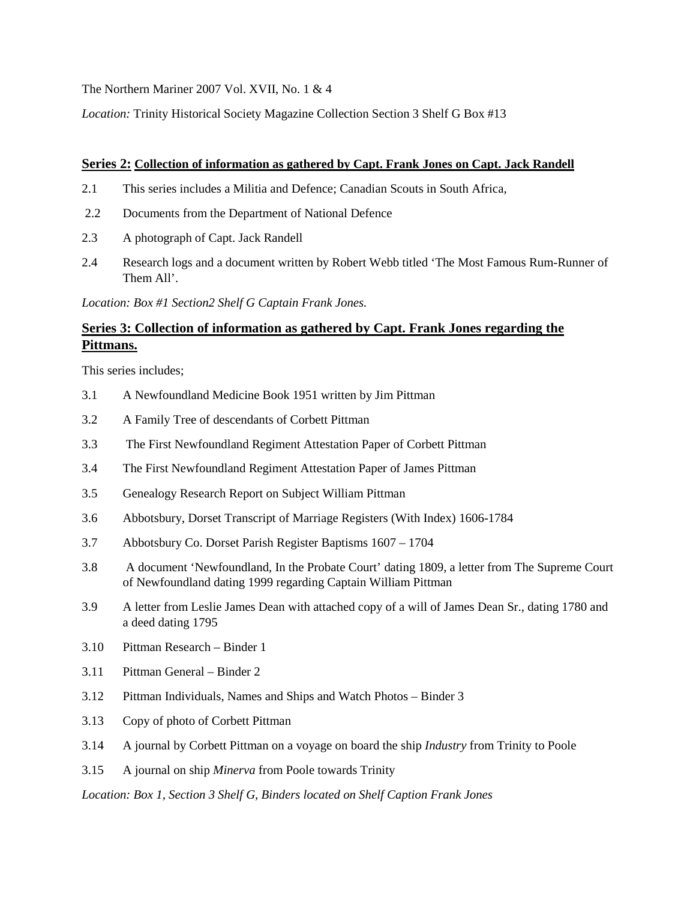The Northern Mariner 2007 Vol. XVII, No. 1 & 4

*Location:* Trinity Historical Society Magazine Collection Section 3 Shelf G Box #13

## **Series 2: Collection of information as gathered by Capt. Frank Jones on Capt. Jack Randell**

2.1 This series includes a Militia and Defence; Canadian Scouts in South Africa,

2.2 Documents from the Department of National Defence

2.3 A photograph of Capt. Jack Randell

2.4 Research logs and a document written by Robert Webb titled 'The Most Famous Rum-Runner of Them All'.

*Location: Box #1 Section2 Shelf G Captain Frank Jones.*

## **Series 3: Collection of information as gathered by Capt. Frank Jones regarding the Pittmans.**

This series includes;

3.1 A Newfoundland Medicine Book 1951 written by Jim Pittman

3.2 A Family Tree of descendants of Corbett Pittman

3.3 The First Newfoundland Regiment Attestation Paper of Corbett Pittman

3.4 The First Newfoundland Regiment Attestation Paper of James Pittman

3.5 Genealogy Research Report on Subject William Pittman

3.6 Abbotsbury, Dorset Transcript of Marriage Registers (With Index) 1606-1784

3.7 Abbotsbury Co. Dorset Parish Register Baptisms 1607 – 1704

3.8 A document 'Newfoundland, In the Probate Court' dating 1809, a letter from The Supreme Court of Newfoundland dating 1999 regarding Captain William Pittman

3.9 A letter from Leslie James Dean with attached copy of a will of James Dean Sr., dating 1780 and a deed dating 1795

3.10 Pittman Research – Binder 1

3.11 Pittman General – Binder 2

3.12 Pittman Individuals, Names and Ships and Watch Photos – Binder 3

3.13 Copy of photo of Corbett Pittman

3.14 A journal by Corbett Pittman on a voyage on board the ship *Industry* from Trinity to Poole

3.15 A journal on ship *Minerva* from Poole towards Trinity

*Location: Box 1, Section 3 Shelf G, Binders located on Shelf Caption Frank Jones*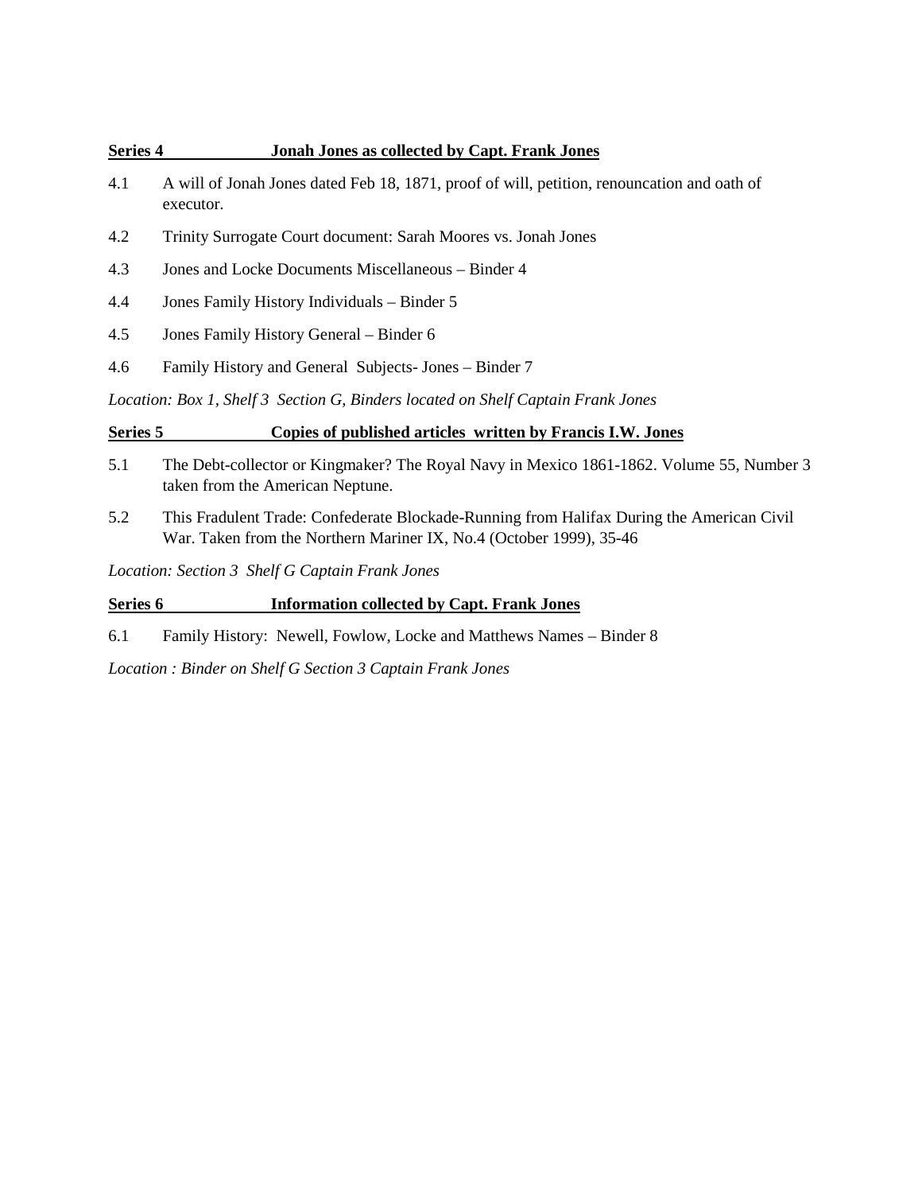**Series 4 Jonah Jones as collected by Capt. Frank Jones**

4.1 A will of Jonah Jones dated Feb 18, 1871, proof of will, petition, renouncation and oath of executor.

4.2 Trinity Surrogate Court document: Sarah Moores vs. Jonah Jones

4.3 Jones and Locke Documents Miscellaneous – Binder 4

4.4 Jones Family History Individuals – Binder 5

4.5 Jones Family History General – Binder 6

4.6 Family History and General Subjects- Jones – Binder 7

*Location: Box 1, Shelf 3 Section G, Binders located on Shelf Captain Frank Jones*

**Series 5 Copies of published articles written by Francis I.W. Jones**

5.1 The Debt-collector or Kingmaker? The Royal Navy in Mexico 1861-1862. Volume 55, Number 3 taken from the American Neptune.

5.2 This Fradulent Trade: Confederate Blockade-Running from Halifax During the American Civil War. Taken from the Northern Mariner IX, No.4 (October 1999), 35-46

*Location: Section 3 Shelf G Captain Frank Jones*

**Series 6 Information collected by Capt. Frank Jones**

6.1 Family History: Newell, Fowlow, Locke and Matthews Names – Binder 8

*Location : Binder on Shelf G Section 3 Captain Frank Jones*